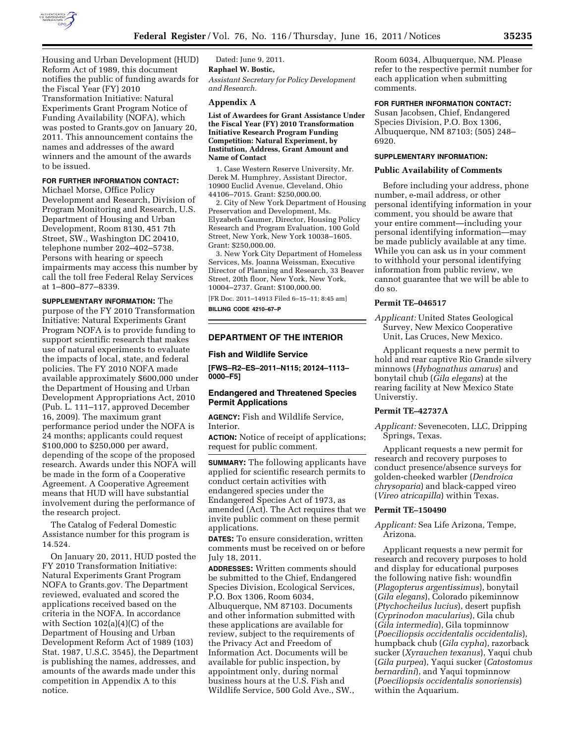Housing and Urban Development (HUD) Reform Act of 1989, this document notifies the public of funding awards for the Fiscal Year (FY) 2010 Transformation Initiative: Natural Experiments Grant Program Notice of Funding Availability (NOFA), which was posted to Grants.gov on January 20, 2011. This announcement contains the names and addresses of the award winners and the amount of the awards to be issued.

**FOR FURTHER INFORMATION CONTACT:** Michael Morse, Office Policy Development and Research, Division of Program Monitoring and Research, U.S. Department of Housing and Urban Development, Room 8130, 451 7th Street, SW., Washington DC 20410, telephone number 202–402–5738. Persons with hearing or speech impairments may access this number by call the toll free Federal Relay Services at 1–800–877–8339.

**SUPPLEMENTARY INFORMATION:** The purpose of the FY 2010 Transformation Initiative: Natural Experiments Grant Program NOFA is to provide funding to support scientific research that makes use of natural experiments to evaluate the impacts of local, state, and federal policies. The FY 2010 NOFA made available approximately $600,000 under the Department of Housing and Urban Development Appropriations Act, 2010 (Pub. L. 111–117, approved December 16, 2009). The maximum grant performance period under the NOFA is 24 months; applicants could request $100,000 to $250,000 per award, depending of the scope of the proposed research. Awards under this NOFA will be made in the form of a Cooperative Agreement. A Cooperative Agreement means that HUD will have substantial involvement during the performance of the research project.

The Catalog of Federal Domestic Assistance number for this program is 14.524.

On January 20, 2011, HUD posted the FY 2010 Transformation Initiative: Natural Experiments Grant Program NOFA to Grants.gov. The Department reviewed, evaluated and scored the applications received based on the criteria in the NOFA. In accordance with Section 102(a)(4)(C) of the Department of Housing and Urban Development Reform Act of 1989 (103) Stat. 1987, U.S.C. 3545), the Department is publishing the names, addresses, and amounts of the awards made under this competition in Appendix A to this notice.

Dated: June 9, 2011.

**Raphael W. Bostic,**

*Assistant Secretary for Policy Development and Research.*

## Appendix A

**List of Awardees for Grant Assistance Under the Fiscal Year (FY) 2010 Transformation Initiative Research Program Funding Competition: Natural Experiment, by Institution, Address, Grant Amount and Name of Contact**

1. Case Western Reserve University, Mr. Derek M. Humphrey, Assistant Director, 10900 Euclid Avenue, Cleveland, Ohio 44106–7015. Grant: $250,000.00.

2. City of New York Department of Housing Preservation and Development, Ms. Elyzabeth Gaumer, Director, Housing Policy Research and Program Evaluation, 100 Gold Street, New York, New York 10038–1605. Grant: $250,000.00.

3. New York City Department of Homeless Services, Ms. Joanna Weissman, Executive Director of Planning and Research, 33 Beaver Street, 20th floor, New York, New York, 10004–2737. Grant: $100,000.00.

[FR Doc. 2011–14913 Filed 6–15–11; 8:45 am]

**BILLING CODE 4210–67–P**

---

# DEPARTMENT OF THE INTERIOR

## Fish and Wildlife Service

**[FWS–R2–ES–2011–N115; 20124–1113–0000–F5]**

## Endangered and Threatened Species Permit Applications

**AGENCY:** Fish and Wildlife Service, Interior.

**ACTION:** Notice of receipt of applications; request for public comment.

**SUMMARY:** The following applicants have applied for scientific research permits to conduct certain activities with endangered species under the Endangered Species Act of 1973, as amended (Act). The Act requires that we invite public comment on these permit applications.

**DATES:** To ensure consideration, written comments must be received on or before July 18, 2011.

**ADDRESSES:** Written comments should be submitted to the Chief, Endangered Species Division, Ecological Services, P.O. Box 1306, Room 6034, Albuquerque, NM 87103. Documents and other information submitted with these applications are available for review, subject to the requirements of the Privacy Act and Freedom of Information Act. Documents will be available for public inspection, by appointment only, during normal business hours at the U.S. Fish and Wildlife Service, 500 Gold Ave., SW., Room 6034, Albuquerque, NM. Please refer to the respective permit number for each application when submitting comments.

**FOR FURTHER INFORMATION CONTACT:** Susan Jacobsen, Chief, Endangered Species Division, P.O. Box 1306, Albuquerque, NM 87103; (505) 248–6920.

**SUPPLEMENTARY INFORMATION:**

### Public Availability of Comments

Before including your address, phone number, e-mail address, or other personal identifying information in your comment, you should be aware that your entire comment—including your personal identifying information—may be made publicly available at any time. While you can ask us in your comment to withhold your personal identifying information from public review, we cannot guarantee that we will be able to do so.

### Permit TE–046517

*Applicant:* United States Geological Survey, New Mexico Cooperative Unit, Las Cruces, New Mexico.

Applicant requests a new permit to hold and rear captive Rio Grande silvery minnows (*Hybognathus amarus*) and bonytail chub (*Gila elegans*) at the rearing facility at New Mexico State Universtiy.

### Permit TE–42737A

*Applicant:* Sevenecoten, LLC, Dripping Springs, Texas.

Applicant requests a new permit for research and recovery purposes to conduct presence/absence surveys for golden-cheeked warbler (*Dendroica chrysoparia*) and black-capped vireo (*Vireo atricapilla*) within Texas.

### Permit TE–150490

*Applicant:* Sea Life Arizona, Tempe, Arizona.

Applicant requests a new permit for research and recovery purposes to hold and display for educational purposes the following native fish: woundfin (*Plagopterus argentissimus*), bonytail (*Gila elegans*), Colorado pikeminnow (*Ptychocheilus lucius*), desert pupfish (*Cyprinodon macularius*), Gila chub (*Gila intermedia*), Gila topminnow (*Poeciliopsis occidentalis occidentalis*), humpback chub (*Gila cypha*), razorback sucker (*Xyrauchen texanus*), Yaqui chub (*Gila purpea*), Yaqui sucker (*Catostomus bernardini*), and Yaqui topminnow (*Poeciliopsis occidentalis sonoriensis*) within the Aquarium.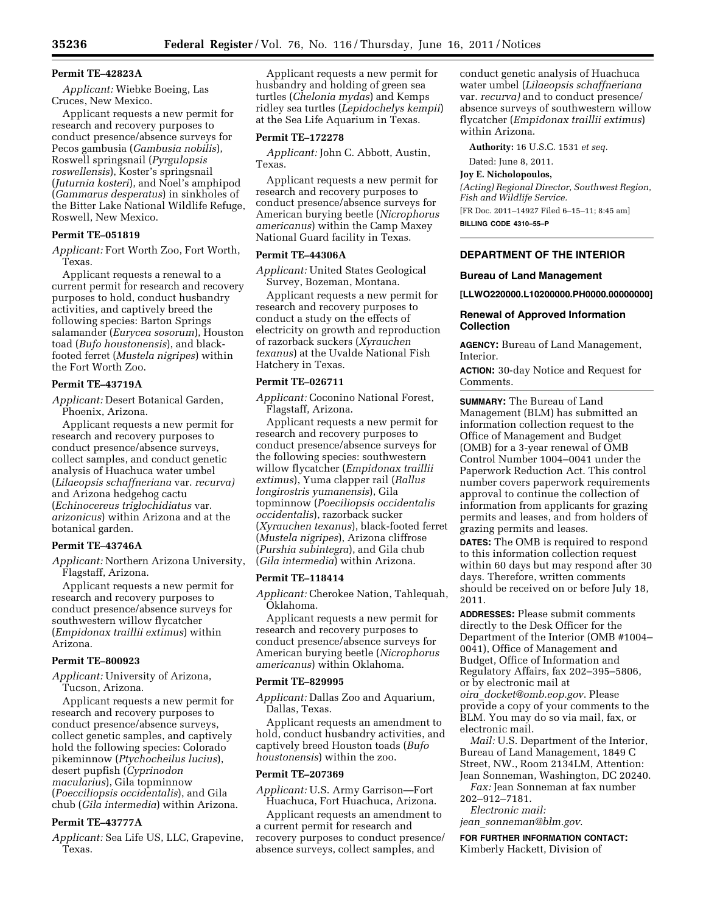### Permit TE–42823A

*Applicant:* Wiebke Boeing, Las Cruces, New Mexico.

Applicant requests a new permit for research and recovery purposes to conduct presence/absence surveys for Pecos gambusia (*Gambusia nobilis*), Roswell springsnail (*Pyrgulopsis roswellensis*), Koster's springsnail (*Juturnia kosteri*), and Noel's amphipod (*Gammarus desperatus*) in sinkholes of the Bitter Lake National Wildlife Refuge, Roswell, New Mexico.

### Permit TE–051819

*Applicant:* Fort Worth Zoo, Fort Worth, Texas.

Applicant requests a renewal to a current permit for research and recovery purposes to hold, conduct husbandry activities, and captively breed the following species: Barton Springs salamander (*Eurycea sosorum*), Houston toad (*Bufo houstonensis*), and black-footed ferret (*Mustela nigripes*) within the Fort Worth Zoo.

### Permit TE–43719A

*Applicant:* Desert Botanical Garden, Phoenix, Arizona.

Applicant requests a new permit for research and recovery purposes to conduct presence/absence surveys, collect samples, and conduct genetic analysis of Huachuca water umbel (*Lilaeopsis schaffneriana* var. *recurva)* and Arizona hedgehog cactu (*Echinocereus triglochidiatus* var. *arizonicus*) within Arizona and at the botanical garden.

### Permit TE–43746A

*Applicant:* Northern Arizona University, Flagstaff, Arizona.

Applicant requests a new permit for research and recovery purposes to conduct presence/absence surveys for southwestern willow flycatcher (*Empidonax traillii extimus*) within Arizona.

### Permit TE–800923

*Applicant:* University of Arizona, Tucson, Arizona.

Applicant requests a new permit for research and recovery purposes to conduct presence/absence surveys, collect genetic samples, and captively hold the following species: Colorado pikeminnow (*Ptychocheilus lucius*), desert pupfish (*Cyprinodon macularius*), Gila topminnow (*Poecciliopsis occidentalis*), and Gila chub (*Gila intermedia*) within Arizona.

### Permit TE–43777A

*Applicant:* Sea Life US, LLC, Grapevine, Texas.

Applicant requests a new permit for husbandry and holding of green sea turtles (*Chelonia mydas*) and Kemps ridley sea turtles (*Lepidochelys kempii*) at the Sea Life Aquarium in Texas.

### Permit TE–172278

*Applicant:* John C. Abbott, Austin, Texas.

Applicant requests a new permit for research and recovery purposes to conduct presence/absence surveys for American burying beetle (*Nicrophorus americanus*) within the Camp Maxey National Guard facility in Texas.

### Permit TE–44306A

*Applicant:* United States Geological Survey, Bozeman, Montana.

Applicant requests a new permit for research and recovery purposes to conduct a study on the effects of electricity on growth and reproduction of razorback suckers (*Xyrauchen texanus*) at the Uvalde National Fish Hatchery in Texas.

### Permit TE–026711

*Applicant:* Coconino National Forest, Flagstaff, Arizona.

Applicant requests a new permit for research and recovery purposes to conduct presence/absence surveys for the following species: southwestern willow flycatcher (*Empidonax traillii extimus*), Yuma clapper rail (*Rallus longirostris yumanensis*), Gila topminnow (*Poeciliopsis occidentalis occidentalis*), razorback sucker (*Xyrauchen texanus*), black-footed ferret (*Mustela nigripes*), Arizona cliffrose (*Purshia subintegra*), and Gila chub (*Gila intermedia*) within Arizona.

### Permit TE–118414

*Applicant:* Cherokee Nation, Tahlequah, Oklahoma.

Applicant requests a new permit for research and recovery purposes to conduct presence/absence surveys for American burying beetle (*Nicrophorus americanus*) within Oklahoma.

### Permit TE–829995

*Applicant:* Dallas Zoo and Aquarium, Dallas, Texas.

Applicant requests an amendment to hold, conduct husbandry activities, and captively breed Houston toads (*Bufo houstonensis*) within the zoo.

### Permit TE–207369

*Applicant:* U.S. Army Garrison—Fort Huachuca, Fort Huachuca, Arizona.

Applicant requests an amendment to a current permit for research and recovery purposes to conduct presence/absence surveys, collect samples, and conduct genetic analysis of Huachuca water umbel (*Lilaeopsis schaffneriana* var. *recurva)* and to conduct presence/absence surveys of southwestern willow flycatcher (*Empidonax traillii extimus*) within Arizona.

**Authority:** 16 U.S.C. 1531 *et seq.*

Dated: June 8, 2011.

**Joy E. Nicholopoulos,**

*(Acting) Regional Director, Southwest Region, Fish and Wildlife Service.*

[FR Doc. 2011–14927 Filed 6–15–11; 8:45 am]

**BILLING CODE 4310–55–P**

---

## DEPARTMENT OF THE INTERIOR

### Bureau of Land Management

**[LLWO220000.L10200000.PH0000.00000000]**

### Renewal of Approved Information Collection

**AGENCY:** Bureau of Land Management, Interior.

**ACTION:** 30-day Notice and Request for Comments.

**SUMMARY:** The Bureau of Land Management (BLM) has submitted an information collection request to the Office of Management and Budget (OMB) for a 3-year renewal of OMB Control Number 1004–0041 under the Paperwork Reduction Act. This control number covers paperwork requirements approval to continue the collection of information from applicants for grazing permits and leases, and from holders of grazing permits and leases.

**DATES:** The OMB is required to respond to this information collection request within 60 days but may respond after 30 days. Therefore, written comments should be received on or before July 18, 2011.

**ADDRESSES:** Please submit comments directly to the Desk Officer for the Department of the Interior (OMB #1004–0041), Office of Management and Budget, Office of Information and Regulatory Affairs, fax 202–395–5806, or by electronic mail at *oira_docket@omb.eop.gov*. Please provide a copy of your comments to the BLM. You may do so via mail, fax, or electronic mail.

*Mail:* U.S. Department of the Interior, Bureau of Land Management, 1849 C Street, NW., Room 2134LM, Attention: Jean Sonneman, Washington, DC 20240.

*Fax:* Jean Sonneman at fax number 202–912–7181.

*Electronic mail: jean_sonneman@blm.gov*.

**FOR FURTHER INFORMATION CONTACT:** Kimberly Hackett, Division of